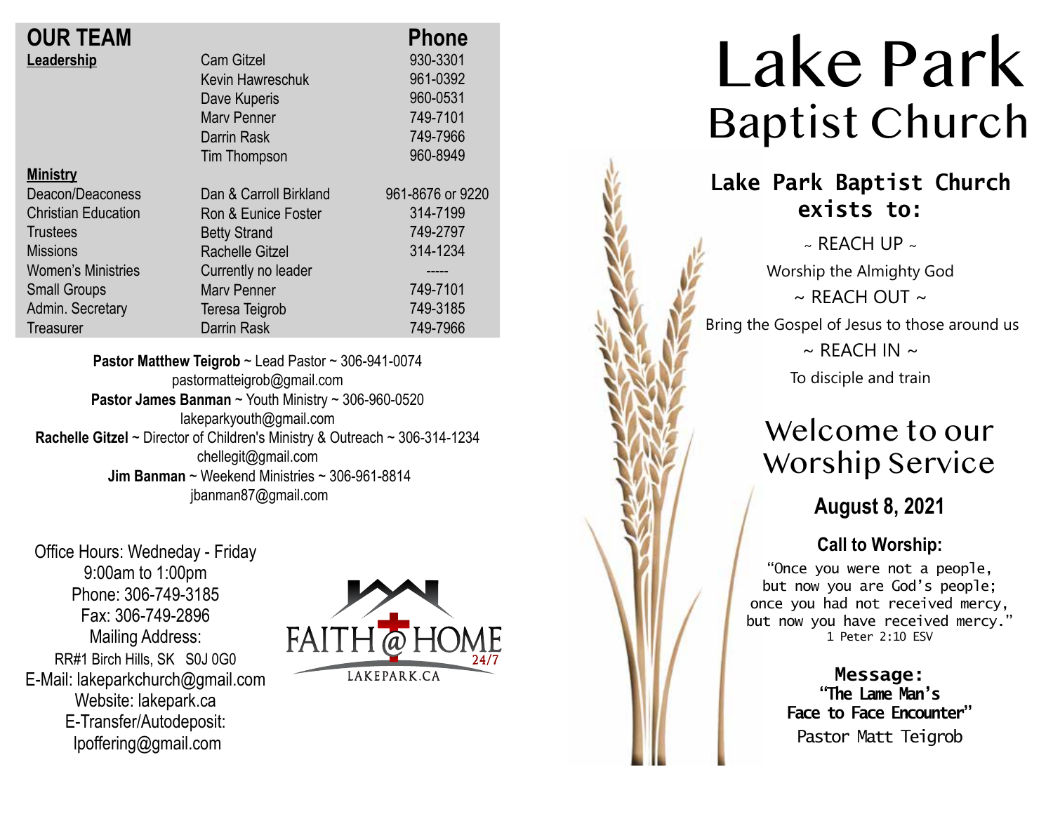## OUR TEAM

| | | Phone |
|---|---|---|
| **Leadership** | Cam Gitzel | 930-3301 |
| | Kevin Hawreschuk | 961-0392 |
| | Dave Kuperis | 960-0531 |
| | Marv Penner | 749-7101 |
| | Darrin Rask | 749-7966 |
| | Tim Thompson | 960-8949 |
| **Ministry** | | |
| Deacon/Deaconess | Dan & Carroll Birkland | 961-8676 or 9220 |
| Christian Education | Ron & Eunice Foster | 314-7199 |
| Trustees | Betty Strand | 749-2797 |
| Missions | Rachelle Gitzel | 314-1234 |
| Women's Ministries | Currently no leader | ----- |
| Small Groups | Marv Penner | 749-7101 |
| Admin. Secretary | Teresa Teigrob | 749-3185 |
| Treasurer | Darrin Rask | 749-7966 |

**Pastor Matthew Teigrob** ~ Lead Pastor ~ 306-941-0074
pastormatteigrob@gmail.com
**Pastor James Banman** ~ Youth Ministry ~ 306-960-0520
lakeparkyouth@gmail.com
**Rachelle Gitzel** ~ Director of Children's Ministry & Outreach ~ 306-314-1234
chellegit@gmail.com
**Jim Banman** ~ Weekend Ministries ~ 306-961-8814
jbanman87@gmail.com

Office Hours: Wedneday - Friday
9:00am to 1:00pm
Phone: 306-749-3185
Fax: 306-749-2896
Mailing Address:
RR#1 Birch Hills, SK S0J 0G0
E-Mail: lakeparkchurch@gmail.com
Website: lakepark.ca
E-Transfer/Autodeposit:
lpoffering@gmail.com

FAITH @ HOME 24/7
LAKEPARK.CA

# Lake Park Baptist Church

## Lake Park Baptist Church exists to:

~ REACH UP ~
Worship the Almighty God
~ REACH OUT ~
Bring the Gospel of Jesus to those around us
~ REACH IN ~
To disciple and train

## Welcome to our Worship Service

### August 8, 2021

### Call to Worship:

"Once you were not a people,
but now you are God's people;
once you had not received mercy,
but now you have received mercy."
1 Peter 2:10 ESV

**Message:**
**"The Lame Man's Face to Face Encounter"**
Pastor Matt Teigrob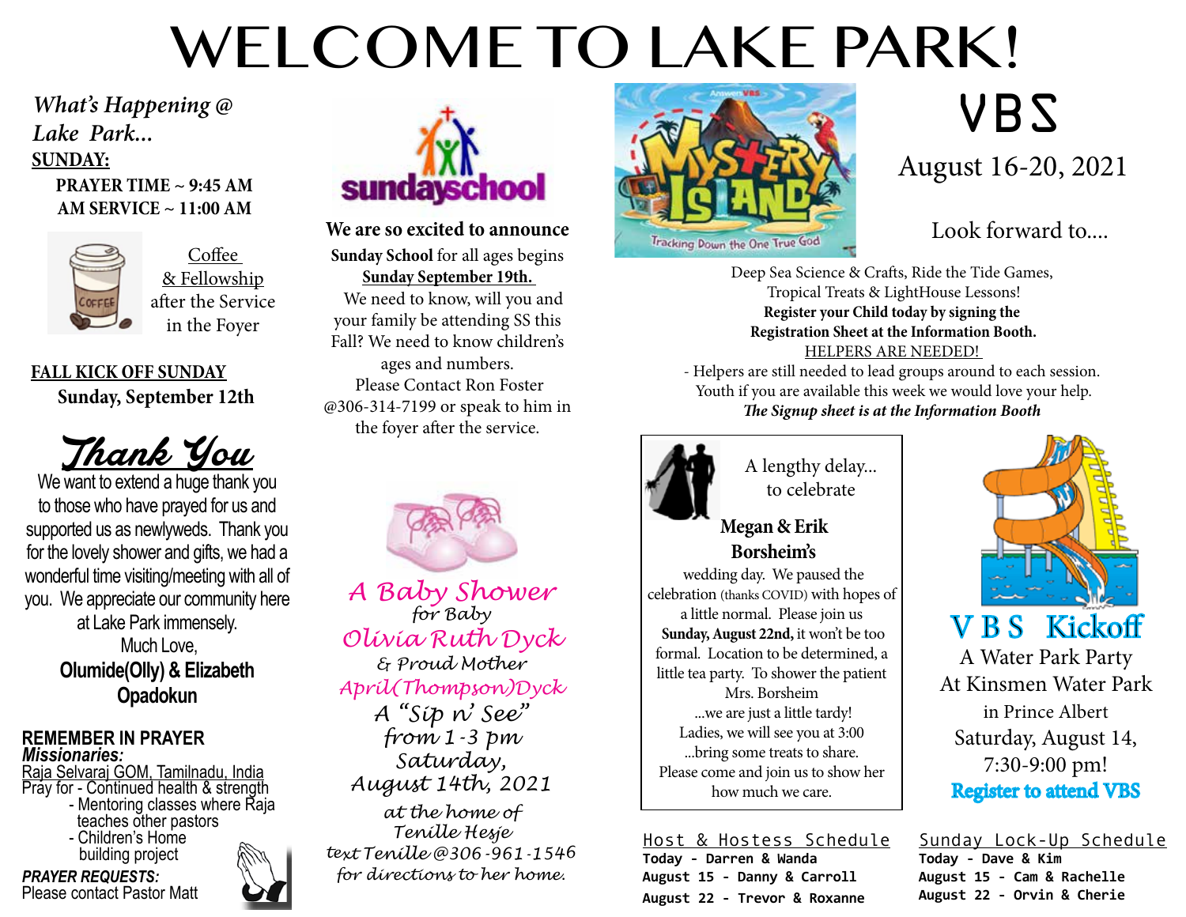# WELCOME TO LAKE PARK!

*What's Happening @ Lake Park...*

**SUNDAY:**

**PRAYER TIME ~ 9:45 AM**
**AM SERVICE ~ 11:00 AM**

Coffee & Fellowship after the Service in the Foyer

**FALL KICK OFF SUNDAY**
**Sunday, September 12th**

## Thank You

We want to extend a huge thank you to those who have prayed for us and supported us as newlyweds. Thank you for the lovely shower and gifts, we had a wonderful time visiting/meeting with all of you. We appreciate our community here at Lake Park immensely.
Much Love,
**Olumide(Olly) & Elizabeth Opadokun**

**REMEMBER IN PRAYER**
***Missionaries:***
Raja Selvaraj GOM, Tamilnadu, India
Pray for - Continued health & strength
- Mentoring classes where Raja teaches other pastors
- Children's Home building project

***PRAYER REQUESTS:***
Please contact Pastor Matt

sundayschool

**We are so excited to announce**
**Sunday School** for all ages begins **Sunday September 19th.**
We need to know, will you and your family be attending SS this Fall? We need to know children's ages and numbers.
Please Contact Ron Foster @306-314-7199 or speak to him in the foyer after the service.

*A Baby Shower*
*for Baby*
*Olivia Ruth Dyck*
*& Proud Mother*
*April(Thompson)Dyck*
*A "Sip n' See"*
*from 1-3 pm*
*Saturday,*
*August 14th, 2021*
*at the home of*
*Tenille Hesje*
*text Tenille @306-961-1546*
*for directions to her home.*

Mystery Island — Tracking Down the One True God

## VBS

August 16-20, 2021

Look forward to....

Deep Sea Science & Crafts, Ride the Tide Games, Tropical Treats & LightHouse Lessons!
**Register your Child today by signing the Registration Sheet at the Information Booth.**
HELPERS ARE NEEDED!
- Helpers are still needed to lead groups around to each session.
Youth if you are available this week we would love your help.
***The Signup sheet is at the Information Booth***

A lengthy delay... to celebrate

**Megan & Erik Borsheim's**

wedding day. We paused the celebration (thanks COVID) with hopes of a little normal. Please join us **Sunday, August 22nd,** it won't be too formal. Location to be determined, a little tea party. To shower the patient Mrs. Borsheim ...we are just a little tardy! Ladies, we will see you at 3:00 ...bring some treats to share. Please come and join us to show her how much we care.

## VBS Kickoff

A Water Park Party
At Kinsmen Water Park
in Prince Albert
Saturday, August 14,
7:30-9:00 pm!
**Register to attend VBS**

Host & Hostess Schedule
Today - Darren & Wanda
August 15 - Danny & Carroll
August 22 - Trevor & Roxanne

Sunday Lock-Up Schedule
Today - Dave & Kim
August 15 - Cam & Rachelle
August 22 - Orvin & Cherie